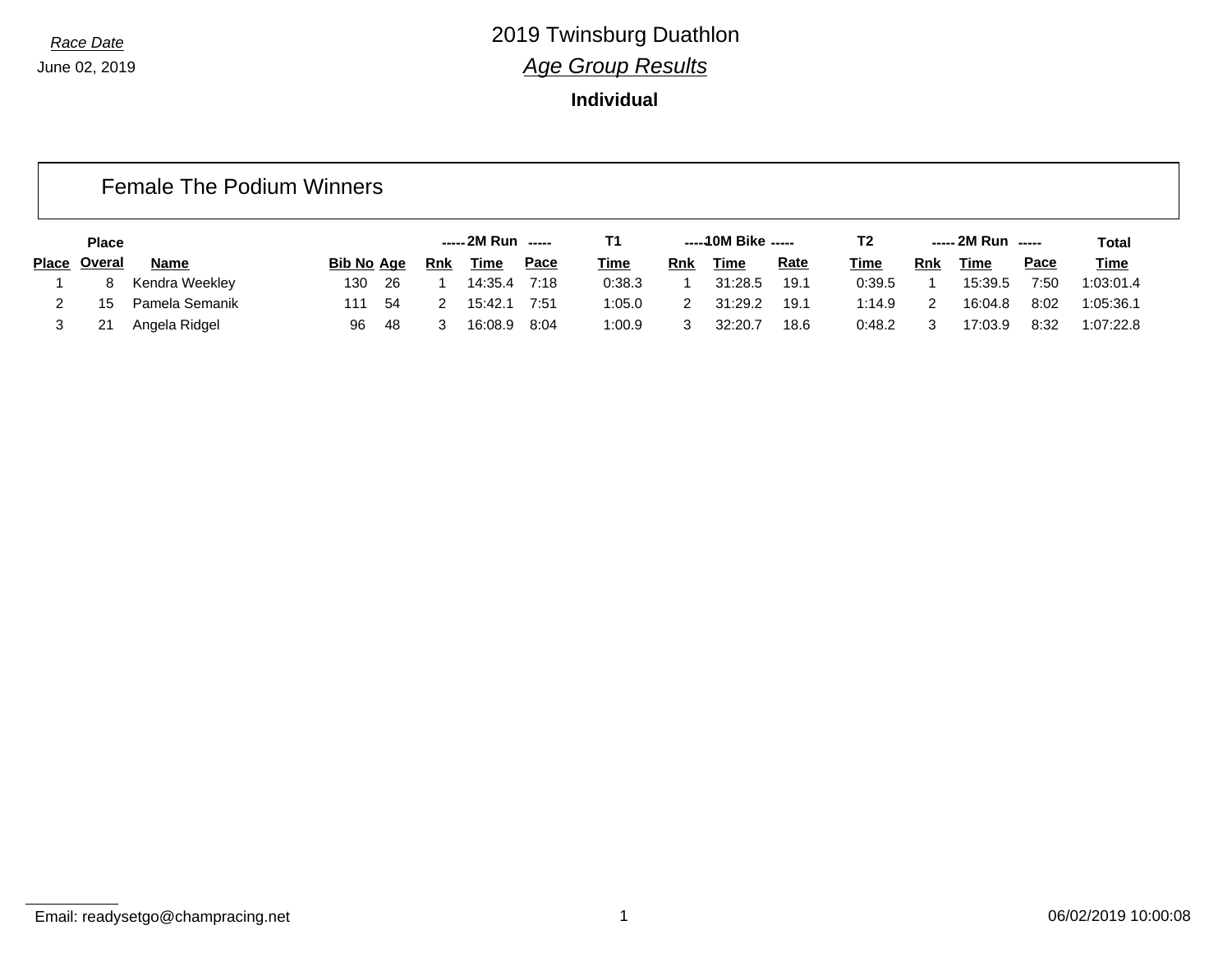*Race Date*

June 02, 2019

# 2019 Twinsburg Duathlon

## *Age Group Results*

**Individual**

### Female The Podium Winners

| Place | Place Overal | Name | Bib No | Age | 2M Run Rnk | 2M Run Time | 2M Run Pace | T1 Time | 10M Bike Rnk | 10M Bike Time | 10M Bike Rate | T2 Time | 2M Run Rnk | 2M Run Time | 2M Run Pace | Total Time |
|---|---|---|---|---|---|---|---|---|---|---|---|---|---|---|---|---|
| 1 | 8 | Kendra Weekley | 130 | 26 | 1 | 14:35.4 | 7:18 | 0:38.3 | 1 | 31:28.5 | 19.1 | 0:39.5 | 1 | 15:39.5 | 7:50 | 1:03:01.4 |
| 2 | 15 | Pamela Semanik | 111 | 54 | 2 | 15:42.1 | 7:51 | 1:05.0 | 2 | 31:29.2 | 19.1 | 1:14.9 | 2 | 16:04.8 | 8:02 | 1:05:36.1 |
| 3 | 21 | Angela Ridgel | 96 | 48 | 3 | 16:08.9 | 8:04 | 1:00.9 | 3 | 32:20.7 | 18.6 | 0:48.2 | 3 | 17:03.9 | 8:32 | 1:07:22.8 |

Email: readysetgo@champracing.net

06/02/2019 10:00:08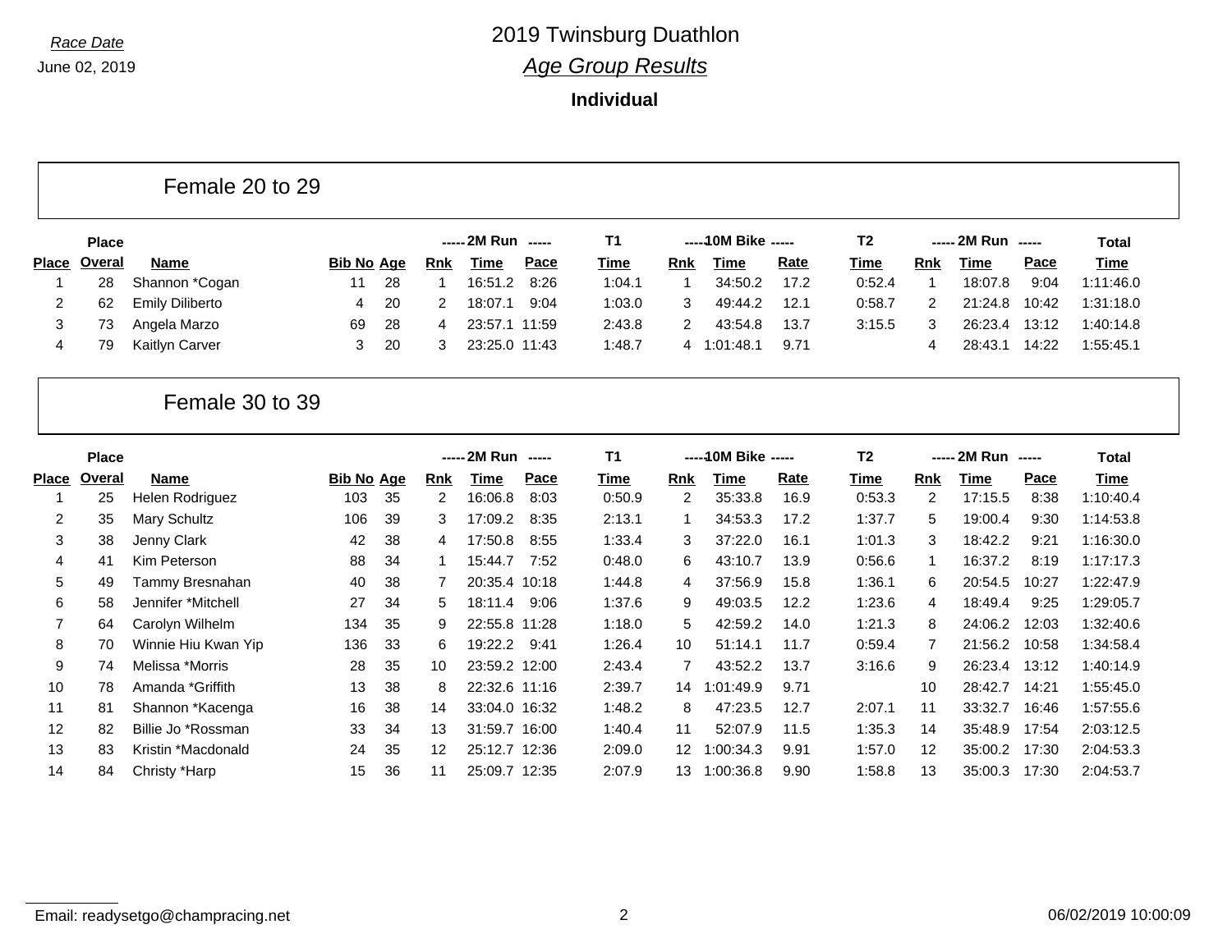Race Date

June 02, 2019

# 2019 Twinsburg Duathlon

## *Age Group Results*

### Individual

## Female 20 to 29

| Place | Place Overal | Name | Bib No | Age | 2M Run Rnk | 2M Run Time | 2M Run Pace | T1 Time | 10M Bike Rnk | 10M Bike Time | 10M Bike Rate | T2 Time | 2M Run Rnk | 2M Run Time | 2M Run Pace | Total Time |
|---|---|---|---|---|---|---|---|---|---|---|---|---|---|---|---|---|
| 1 | 28 | Shannon *Cogan | 11 | 28 | 1 | 16:51.2 | 8:26 | 1:04.1 | 1 | 34:50.2 | 17.2 | 0:52.4 | 1 | 18:07.8 | 9:04 | 1:11:46.0 |
| 2 | 62 | Emily Diliberto | 4 | 20 | 2 | 18:07.1 | 9:04 | 1:03.0 | 3 | 49:44.2 | 12.1 | 0:58.7 | 2 | 21:24.8 | 10:42 | 1:31:18.0 |
| 3 | 73 | Angela Marzo | 69 | 28 | 4 | 23:57.1 | 11:59 | 2:43.8 | 2 | 43:54.8 | 13.7 | 3:15.5 | 3 | 26:23.4 | 13:12 | 1:40:14.8 |
| 4 | 79 | Kaitlyn Carver | 3 | 20 | 3 | 23:25.0 | 11:43 | 1:48.7 | 4 | 1:01:48.1 | 9.71 | | 4 | 28:43.1 | 14:22 | 1:55:45.1 |

## Female 30 to 39

| Place | Place Overal | Name | Bib No | Age | 2M Run Rnk | 2M Run Time | 2M Run Pace | T1 Time | 10M Bike Rnk | 10M Bike Time | 10M Bike Rate | T2 Time | 2M Run Rnk | 2M Run Time | 2M Run Pace | Total Time |
|---|---|---|---|---|---|---|---|---|---|---|---|---|---|---|---|---|
| 1 | 25 | Helen Rodriguez | 103 | 35 | 2 | 16:06.8 | 8:03 | 0:50.9 | 2 | 35:33.8 | 16.9 | 0:53.3 | 2 | 17:15.5 | 8:38 | 1:10:40.4 |
| 2 | 35 | Mary Schultz | 106 | 39 | 3 | 17:09.2 | 8:35 | 2:13.1 | 1 | 34:53.3 | 17.2 | 1:37.7 | 5 | 19:00.4 | 9:30 | 1:14:53.8 |
| 3 | 38 | Jenny Clark | 42 | 38 | 4 | 17:50.8 | 8:55 | 1:33.4 | 3 | 37:22.0 | 16.1 | 1:01.3 | 3 | 18:42.2 | 9:21 | 1:16:30.0 |
| 4 | 41 | Kim Peterson | 88 | 34 | 1 | 15:44.7 | 7:52 | 0:48.0 | 6 | 43:10.7 | 13.9 | 0:56.6 | 1 | 16:37.2 | 8:19 | 1:17:17.3 |
| 5 | 49 | Tammy Bresnahan | 40 | 38 | 7 | 20:35.4 | 10:18 | 1:44.8 | 4 | 37:56.9 | 15.8 | 1:36.1 | 6 | 20:54.5 | 10:27 | 1:22:47.9 |
| 6 | 58 | Jennifer *Mitchell | 27 | 34 | 5 | 18:11.4 | 9:06 | 1:37.6 | 9 | 49:03.5 | 12.2 | 1:23.6 | 4 | 18:49.4 | 9:25 | 1:29:05.7 |
| 7 | 64 | Carolyn Wilhelm | 134 | 35 | 9 | 22:55.8 | 11:28 | 1:18.0 | 5 | 42:59.2 | 14.0 | 1:21.3 | 8 | 24:06.2 | 12:03 | 1:32:40.6 |
| 8 | 70 | Winnie Hiu Kwan Yip | 136 | 33 | 6 | 19:22.2 | 9:41 | 1:26.4 | 10 | 51:14.1 | 11.7 | 0:59.4 | 7 | 21:56.2 | 10:58 | 1:34:58.4 |
| 9 | 74 | Melissa *Morris | 28 | 35 | 10 | 23:59.2 | 12:00 | 2:43.4 | 7 | 43:52.2 | 13.7 | 3:16.6 | 9 | 26:23.4 | 13:12 | 1:40:14.9 |
| 10 | 78 | Amanda *Griffith | 13 | 38 | 8 | 22:32.6 | 11:16 | 2:39.7 | 14 | 1:01:49.9 | 9.71 | | 10 | 28:42.7 | 14:21 | 1:55:45.0 |
| 11 | 81 | Shannon *Kacenga | 16 | 38 | 14 | 33:04.0 | 16:32 | 1:48.2 | 8 | 47:23.5 | 12.7 | 2:07.1 | 11 | 33:32.7 | 16:46 | 1:57:55.6 |
| 12 | 82 | Billie Jo *Rossman | 33 | 34 | 13 | 31:59.7 | 16:00 | 1:40.4 | 11 | 52:07.9 | 11.5 | 1:35.3 | 14 | 35:48.9 | 17:54 | 2:03:12.5 |
| 13 | 83 | Kristin *Macdonald | 24 | 35 | 12 | 25:12.7 | 12:36 | 2:09.0 | 12 | 1:00:34.3 | 9.91 | 1:57.0 | 12 | 35:00.2 | 17:30 | 2:04:53.3 |
| 14 | 84 | Christy *Harp | 15 | 36 | 11 | 25:09.7 | 12:35 | 2:07.9 | 13 | 1:00:36.8 | 9.90 | 1:58.8 | 13 | 35:00.3 | 17:30 | 2:04:53.7 |

Email: readysetgo@champracing.net

06/02/2019 10:00:09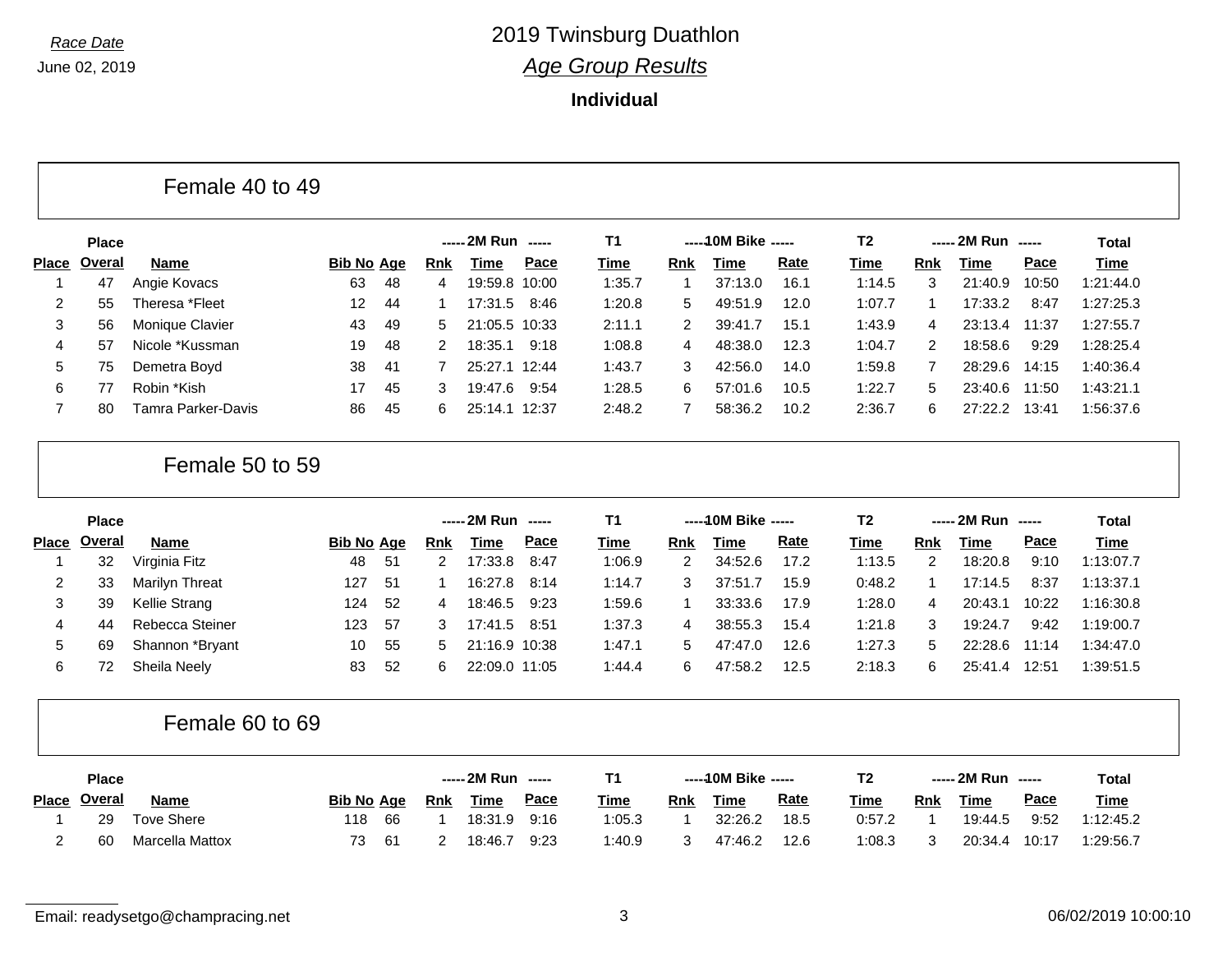*Race Date*

June 02, 2019

# 2019 Twinsburg Duathlon

## *Age Group Results*

**Individual**

## Female 40 to 49

| Place | Place Overal | Name | Bib No | Age | 2M Run Rnk | 2M Run Time | 2M Run Pace | T1 Time | 10M Bike Rnk | 10M Bike Time | 10M Bike Rate | T2 Time | 2M Run Rnk | 2M Run Time | 2M Run Pace | Total Time |
|---|---|---|---|---|---|---|---|---|---|---|---|---|---|---|---|---|
| 1 | 47 | Angie Kovacs | 63 | 48 | 4 | 19:59.8 | 10:00 | 1:35.7 | 1 | 37:13.0 | 16.1 | 1:14.5 | 3 | 21:40.9 | 10:50 | 1:21:44.0 |
| 2 | 55 | Theresa *Fleet | 12 | 44 | 1 | 17:31.5 | 8:46 | 1:20.8 | 5 | 49:51.9 | 12.0 | 1:07.7 | 1 | 17:33.2 | 8:47 | 1:27:25.3 |
| 3 | 56 | Monique Clavier | 43 | 49 | 5 | 21:05.5 | 10:33 | 2:11.1 | 2 | 39:41.7 | 15.1 | 1:43.9 | 4 | 23:13.4 | 11:37 | 1:27:55.7 |
| 4 | 57 | Nicole *Kussman | 19 | 48 | 2 | 18:35.1 | 9:18 | 1:08.8 | 4 | 48:38.0 | 12.3 | 1:04.7 | 2 | 18:58.6 | 9:29 | 1:28:25.4 |
| 5 | 75 | Demetra Boyd | 38 | 41 | 7 | 25:27.1 | 12:44 | 1:43.7 | 3 | 42:56.0 | 14.0 | 1:59.8 | 7 | 28:29.6 | 14:15 | 1:40:36.4 |
| 6 | 77 | Robin *Kish | 17 | 45 | 3 | 19:47.6 | 9:54 | 1:28.5 | 6 | 57:01.6 | 10.5 | 1:22.7 | 5 | 23:40.6 | 11:50 | 1:43:21.1 |
| 7 | 80 | Tamra Parker-Davis | 86 | 45 | 6 | 25:14.1 | 12:37 | 2:48.2 | 7 | 58:36.2 | 10.2 | 2:36.7 | 6 | 27:22.2 | 13:41 | 1:56:37.6 |

## Female 50 to 59

| Place | Place Overal | Name | Bib No | Age | 2M Run Rnk | 2M Run Time | 2M Run Pace | T1 Time | 10M Bike Rnk | 10M Bike Time | 10M Bike Rate | T2 Time | 2M Run Rnk | 2M Run Time | 2M Run Pace | Total Time |
|---|---|---|---|---|---|---|---|---|---|---|---|---|---|---|---|---|
| 1 | 32 | Virginia Fitz | 48 | 51 | 2 | 17:33.8 | 8:47 | 1:06.9 | 2 | 34:52.6 | 17.2 | 1:13.5 | 2 | 18:20.8 | 9:10 | 1:13:07.7 |
| 2 | 33 | Marilyn Threat | 127 | 51 | 1 | 16:27.8 | 8:14 | 1:14.7 | 3 | 37:51.7 | 15.9 | 0:48.2 | 1 | 17:14.5 | 8:37 | 1:13:37.1 |
| 3 | 39 | Kellie Strang | 124 | 52 | 4 | 18:46.5 | 9:23 | 1:59.6 | 1 | 33:33.6 | 17.9 | 1:28.0 | 4 | 20:43.1 | 10:22 | 1:16:30.8 |
| 4 | 44 | Rebecca Steiner | 123 | 57 | 3 | 17:41.5 | 8:51 | 1:37.3 | 4 | 38:55.3 | 15.4 | 1:21.8 | 3 | 19:24.7 | 9:42 | 1:19:00.7 |
| 5 | 69 | Shannon *Bryant | 10 | 55 | 5 | 21:16.9 | 10:38 | 1:47.1 | 5 | 47:47.0 | 12.6 | 1:27.3 | 5 | 22:28.6 | 11:14 | 1:34:47.0 |
| 6 | 72 | Sheila Neely | 83 | 52 | 6 | 22:09.0 | 11:05 | 1:44.4 | 6 | 47:58.2 | 12.5 | 2:18.3 | 6 | 25:41.4 | 12:51 | 1:39:51.5 |

## Female 60 to 69

| Place | Place Overal | Name | Bib No | Age | 2M Run Rnk | 2M Run Time | 2M Run Pace | T1 Time | 10M Bike Rnk | 10M Bike Time | 10M Bike Rate | T2 Time | 2M Run Rnk | 2M Run Time | 2M Run Pace | Total Time |
|---|---|---|---|---|---|---|---|---|---|---|---|---|---|---|---|---|
| 1 | 29 | Tove Shere | 118 | 66 | 1 | 18:31.9 | 9:16 | 1:05.3 | 1 | 32:26.2 | 18.5 | 0:57.2 | 1 | 19:44.5 | 9:52 | 1:12:45.2 |
| 2 | 60 | Marcella Mattox | 73 | 61 | 2 | 18:46.7 | 9:23 | 1:40.9 | 3 | 47:46.2 | 12.6 | 1:08.3 | 3 | 20:34.4 | 10:17 | 1:29:56.7 |

Email: readysetgo@champracing.net

06/02/2019 10:00:10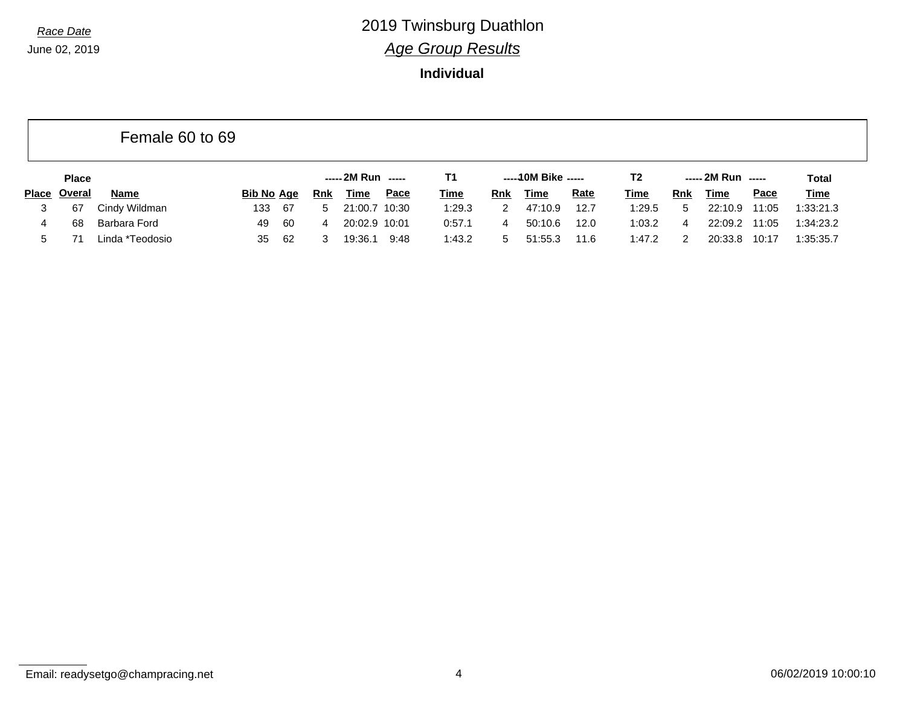Race Date

June 02, 2019

# 2019 Twinsburg Duathlon

## *Age Group Results*

**Individual**

### Female 60 to 69

| | Place | | | | 2M Run | | | T1 | 10M Bike | | | T2 | 2M Run | | | Total |
|---|---|---|---|---|---|---|---|---|---|---|---|---|---|---|---|---|
| Place | Overal | Name | Bib No | Age | Rnk | Time | Pace | Time | Rnk | Time | Rate | Time | Rnk | Time | Pace | Time |
| 3 | 67 | Cindy Wildman | 133 | 67 | 5 | 21:00.7 | 10:30 | 1:29.3 | 2 | 47:10.9 | 12.7 | 1:29.5 | 5 | 22:10.9 | 11:05 | 1:33:21.3 |
| 4 | 68 | Barbara Ford | 49 | 60 | 4 | 20:02.9 | 10:01 | 0:57.1 | 4 | 50:10.6 | 12.0 | 1:03.2 | 4 | 22:09.2 | 11:05 | 1:34:23.2 |
| 5 | 71 | Linda *Teodosio | 35 | 62 | 3 | 19:36.1 | 9:48 | 1:43.2 | 5 | 51:55.3 | 11.6 | 1:47.2 | 2 | 20:33.8 | 10:17 | 1:35:35.7 |

Email: readysetgo@champracing.net

06/02/2019 10:00:10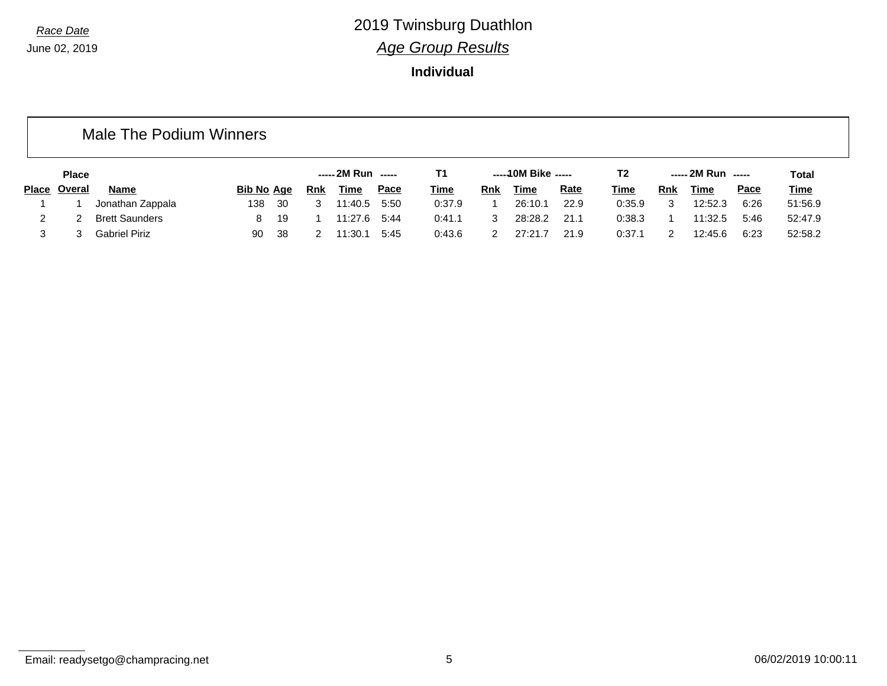*Race Date*

June 02, 2019

# 2019 Twinsburg Duathlon

## *Age Group Results*

**Individual**

### Male The Podium Winners

| | Place | | | | 2M Run | | | T1 | 10M Bike | | | T2 | 2M Run | | | Total |
|---|---|---|---|---|---|---|---|---|---|---|---|---|---|---|---|---|
| **Place** | **Overal** | **Name** | **Bib No** | **Age** | **Rnk** | **Time** | **Pace** | **Time** | **Rnk** | **Time** | **Rate** | **Time** | **Rnk** | **Time** | **Pace** | **Time** |
| 1 | 1 | Jonathan Zappala | 138 | 30 | 3 | 11:40.5 | 5:50 | 0:37.9 | 1 | 26:10.1 | 22.9 | 0:35.9 | 3 | 12:52.3 | 6:26 | 51:56.9 |
| 2 | 2 | Brett Saunders | 8 | 19 | 1 | 11:27.6 | 5:44 | 0:41.1 | 3 | 28:28.2 | 21.1 | 0:38.3 | 1 | 11:32.5 | 5:46 | 52:47.9 |
| 3 | 3 | Gabriel Piriz | 90 | 38 | 2 | 11:30.1 | 5:45 | 0:43.6 | 2 | 27:21.7 | 21.9 | 0:37.1 | 2 | 12:45.6 | 6:23 | 52:58.2 |

Email: readysetgo@champracing.net

06/02/2019 10:00:11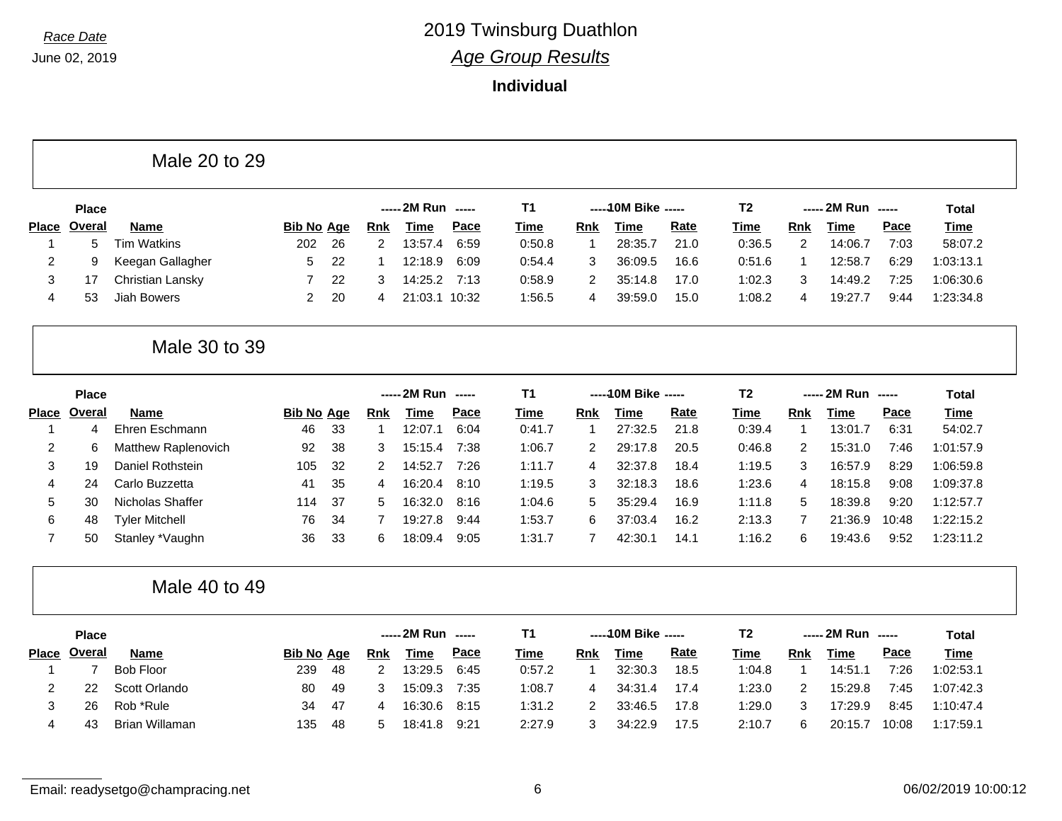# 2019 Twinsburg Duathlon

*Race Date*
June 02, 2019

## *Age Group Results*

**Individual**

### Male 20 to 29

| Place | Place Overal | Name | Bib No | Age | 2M Run Rnk | 2M Run Time | 2M Run Pace | T1 Time | 10M Bike Rnk | 10M Bike Time | 10M Bike Rate | T2 Time | 2M Run Rnk | 2M Run Time | 2M Run Pace | Total Time |
|---|---|---|---|---|---|---|---|---|---|---|---|---|---|---|---|---|
| 1 | 5 | Tim Watkins | 202 | 26 | 2 | 13:57.4 | 6:59 | 0:50.8 | 1 | 28:35.7 | 21.0 | 0:36.5 | 2 | 14:06.7 | 7:03 | 58:07.2 |
| 2 | 9 | Keegan Gallagher | 5 | 22 | 1 | 12:18.9 | 6:09 | 0:54.4 | 3 | 36:09.5 | 16.6 | 0:51.6 | 1 | 12:58.7 | 6:29 | 1:03:13.1 |
| 3 | 17 | Christian Lansky | 7 | 22 | 3 | 14:25.2 | 7:13 | 0:58.9 | 2 | 35:14.8 | 17.0 | 1:02.3 | 3 | 14:49.2 | 7:25 | 1:06:30.6 |
| 4 | 53 | Jiah Bowers | 2 | 20 | 4 | 21:03.1 | 10:32 | 1:56.5 | 4 | 39:59.0 | 15.0 | 1:08.2 | 4 | 19:27.7 | 9:44 | 1:23:34.8 |

### Male 30 to 39

| Place | Place Overal | Name | Bib No | Age | 2M Run Rnk | 2M Run Time | 2M Run Pace | T1 Time | 10M Bike Rnk | 10M Bike Time | 10M Bike Rate | T2 Time | 2M Run Rnk | 2M Run Time | 2M Run Pace | Total Time |
|---|---|---|---|---|---|---|---|---|---|---|---|---|---|---|---|---|
| 1 | 4 | Ehren Eschmann | 46 | 33 | 1 | 12:07.1 | 6:04 | 0:41.7 | 1 | 27:32.5 | 21.8 | 0:39.4 | 1 | 13:01.7 | 6:31 | 54:02.7 |
| 2 | 6 | Matthew Raplenovich | 92 | 38 | 3 | 15:15.4 | 7:38 | 1:06.7 | 2 | 29:17.8 | 20.5 | 0:46.8 | 2 | 15:31.0 | 7:46 | 1:01:57.9 |
| 3 | 19 | Daniel Rothstein | 105 | 32 | 2 | 14:52.7 | 7:26 | 1:11.7 | 4 | 32:37.8 | 18.4 | 1:19.5 | 3 | 16:57.9 | 8:29 | 1:06:59.8 |
| 4 | 24 | Carlo Buzzetta | 41 | 35 | 4 | 16:20.4 | 8:10 | 1:19.5 | 3 | 32:18.3 | 18.6 | 1:23.6 | 4 | 18:15.8 | 9:08 | 1:09:37.8 |
| 5 | 30 | Nicholas Shaffer | 114 | 37 | 5 | 16:32.0 | 8:16 | 1:04.6 | 5 | 35:29.4 | 16.9 | 1:11.8 | 5 | 18:39.8 | 9:20 | 1:12:57.7 |
| 6 | 48 | Tyler Mitchell | 76 | 34 | 7 | 19:27.8 | 9:44 | 1:53.7 | 6 | 37:03.4 | 16.2 | 2:13.3 | 7 | 21:36.9 | 10:48 | 1:22:15.2 |
| 7 | 50 | Stanley *Vaughn | 36 | 33 | 6 | 18:09.4 | 9:05 | 1:31.7 | 7 | 42:30.1 | 14.1 | 1:16.2 | 6 | 19:43.6 | 9:52 | 1:23:11.2 |

### Male 40 to 49

| Place | Place Overal | Name | Bib No | Age | 2M Run Rnk | 2M Run Time | 2M Run Pace | T1 Time | 10M Bike Rnk | 10M Bike Time | 10M Bike Rate | T2 Time | 2M Run Rnk | 2M Run Time | 2M Run Pace | Total Time |
|---|---|---|---|---|---|---|---|---|---|---|---|---|---|---|---|---|
| 1 | 7 | Bob Floor | 239 | 48 | 2 | 13:29.5 | 6:45 | 0:57.2 | 1 | 32:30.3 | 18.5 | 1:04.8 | 1 | 14:51.1 | 7:26 | 1:02:53.1 |
| 2 | 22 | Scott Orlando | 80 | 49 | 3 | 15:09.3 | 7:35 | 1:08.7 | 4 | 34:31.4 | 17.4 | 1:23.0 | 2 | 15:29.8 | 7:45 | 1:07:42.3 |
| 3 | 26 | Rob *Rule | 34 | 47 | 4 | 16:30.6 | 8:15 | 1:31.2 | 2 | 33:46.5 | 17.8 | 1:29.0 | 3 | 17:29.9 | 8:45 | 1:10:47.4 |
| 4 | 43 | Brian Willaman | 135 | 48 | 5 | 18:41.8 | 9:21 | 2:27.9 | 3 | 34:22.9 | 17.5 | 2:10.7 | 6 | 20:15.7 | 10:08 | 1:17:59.1 |

Email: readysetgo@champracing.net

06/02/2019 10:00:12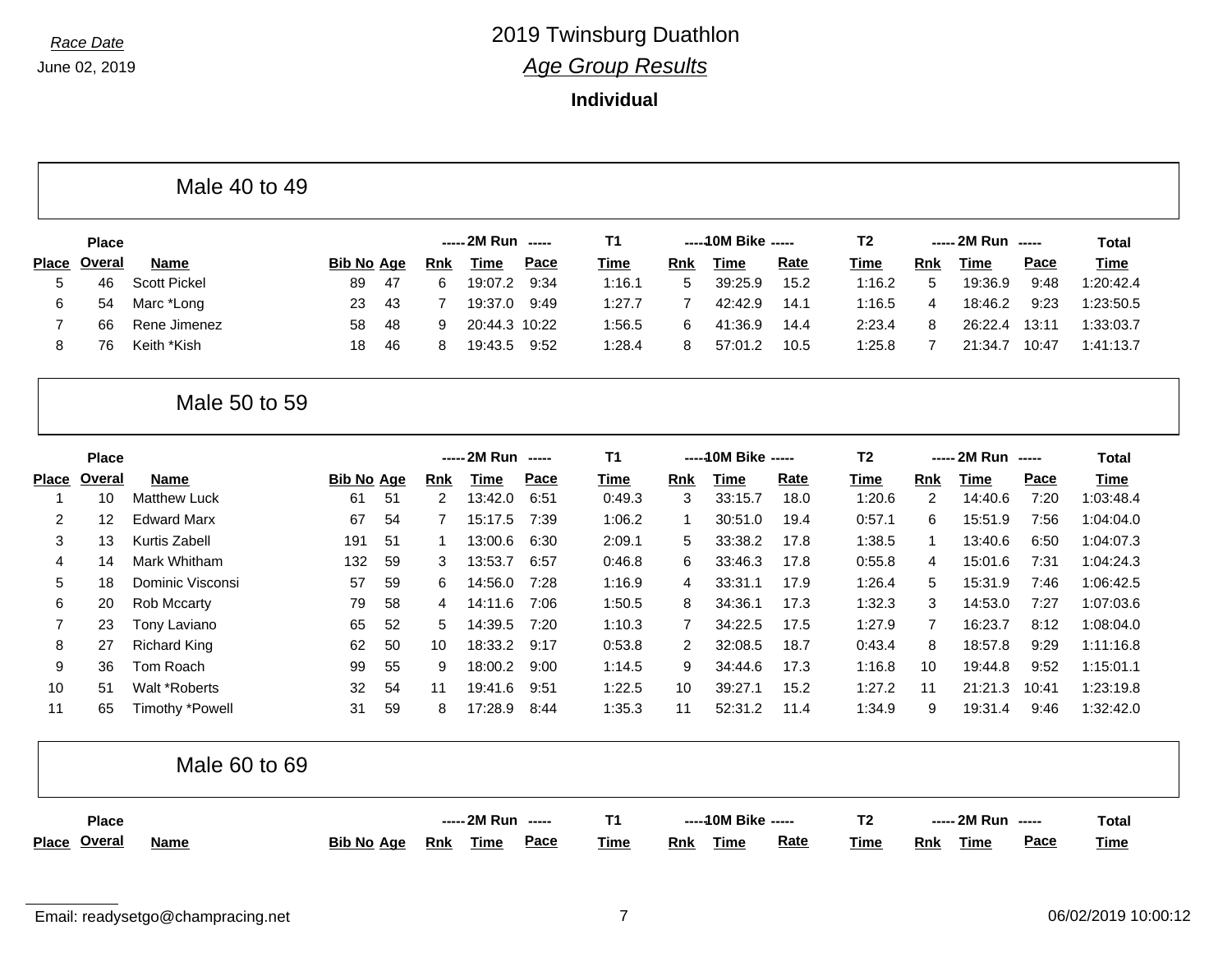Race Date
June 02, 2019

# 2019 Twinsburg Duathlon

## *Age Group Results*

**Individual**

### Male 40 to 49

| Place | Place Overal | Name | Bib No | Age | 2M Run Rnk | 2M Run Time | 2M Run Pace | T1 Time | 10M Bike Rnk | 10M Bike Time | 10M Bike Rate | T2 Time | 2M Run Rnk | 2M Run Time | 2M Run Pace | Total Time |
|---|---|---|---|---|---|---|---|---|---|---|---|---|---|---|---|---|
| 5 | 46 | Scott Pickel | 89 | 47 | 6 | 19:07.2 | 9:34 | 1:16.1 | 5 | 39:25.9 | 15.2 | 1:16.2 | 5 | 19:36.9 | 9:48 | 1:20:42.4 |
| 6 | 54 | Marc *Long | 23 | 43 | 7 | 19:37.0 | 9:49 | 1:27.7 | 7 | 42:42.9 | 14.1 | 1:16.5 | 4 | 18:46.2 | 9:23 | 1:23:50.5 |
| 7 | 66 | Rene Jimenez | 58 | 48 | 9 | 20:44.3 | 10:22 | 1:56.5 | 6 | 41:36.9 | 14.4 | 2:23.4 | 8 | 26:22.4 | 13:11 | 1:33:03.7 |
| 8 | 76 | Keith *Kish | 18 | 46 | 8 | 19:43.5 | 9:52 | 1:28.4 | 8 | 57:01.2 | 10.5 | 1:25.8 | 7 | 21:34.7 | 10:47 | 1:41:13.7 |

### Male 50 to 59

| Place | Place Overal | Name | Bib No | Age | 2M Run Rnk | 2M Run Time | 2M Run Pace | T1 Time | 10M Bike Rnk | 10M Bike Time | 10M Bike Rate | T2 Time | 2M Run Rnk | 2M Run Time | 2M Run Pace | Total Time |
|---|---|---|---|---|---|---|---|---|---|---|---|---|---|---|---|---|
| 1 | 10 | Matthew Luck | 61 | 51 | 2 | 13:42.0 | 6:51 | 0:49.3 | 3 | 33:15.7 | 18.0 | 1:20.6 | 2 | 14:40.6 | 7:20 | 1:03:48.4 |
| 2 | 12 | Edward Marx | 67 | 54 | 7 | 15:17.5 | 7:39 | 1:06.2 | 1 | 30:51.0 | 19.4 | 0:57.1 | 6 | 15:51.9 | 7:56 | 1:04:04.0 |
| 3 | 13 | Kurtis Zabell | 191 | 51 | 1 | 13:00.6 | 6:30 | 2:09.1 | 5 | 33:38.2 | 17.8 | 1:38.5 | 1 | 13:40.6 | 6:50 | 1:04:07.3 |
| 4 | 14 | Mark Whitham | 132 | 59 | 3 | 13:53.7 | 6:57 | 0:46.8 | 6 | 33:46.3 | 17.8 | 0:55.8 | 4 | 15:01.6 | 7:31 | 1:04:24.3 |
| 5 | 18 | Dominic Visconsi | 57 | 59 | 6 | 14:56.0 | 7:28 | 1:16.9 | 4 | 33:31.1 | 17.9 | 1:26.4 | 5 | 15:31.9 | 7:46 | 1:06:42.5 |
| 6 | 20 | Rob Mccarty | 79 | 58 | 4 | 14:11.6 | 7:06 | 1:50.5 | 8 | 34:36.1 | 17.3 | 1:32.3 | 3 | 14:53.0 | 7:27 | 1:07:03.6 |
| 7 | 23 | Tony Laviano | 65 | 52 | 5 | 14:39.5 | 7:20 | 1:10.3 | 7 | 34:22.5 | 17.5 | 1:27.9 | 7 | 16:23.7 | 8:12 | 1:08:04.0 |
| 8 | 27 | Richard King | 62 | 50 | 10 | 18:33.2 | 9:17 | 0:53.8 | 2 | 32:08.5 | 18.7 | 0:43.4 | 8 | 18:57.8 | 9:29 | 1:11:16.8 |
| 9 | 36 | Tom Roach | 99 | 55 | 9 | 18:00.2 | 9:00 | 1:14.5 | 9 | 34:44.6 | 17.3 | 1:16.8 | 10 | 19:44.8 | 9:52 | 1:15:01.1 |
| 10 | 51 | Walt *Roberts | 32 | 54 | 11 | 19:41.6 | 9:51 | 1:22.5 | 10 | 39:27.1 | 15.2 | 1:27.2 | 11 | 21:21.3 | 10:41 | 1:23:19.8 |
| 11 | 65 | Timothy *Powell | 31 | 59 | 8 | 17:28.9 | 8:44 | 1:35.3 | 11 | 52:31.2 | 11.4 | 1:34.9 | 9 | 19:31.4 | 9:46 | 1:32:42.0 |

### Male 60 to 69

| Place | Place Overal | Name | Bib No | Age | 2M Run Rnk | 2M Run Time | 2M Run Pace | T1 Time | 10M Bike Rnk | 10M Bike Time | 10M Bike Rate | T2 Time | 2M Run Rnk | 2M Run Time | 2M Run Pace | Total Time |
|---|---|---|---|---|---|---|---|---|---|---|---|---|---|---|---|---|

Email: readysetgo@champracing.net

06/02/2019 10:00:12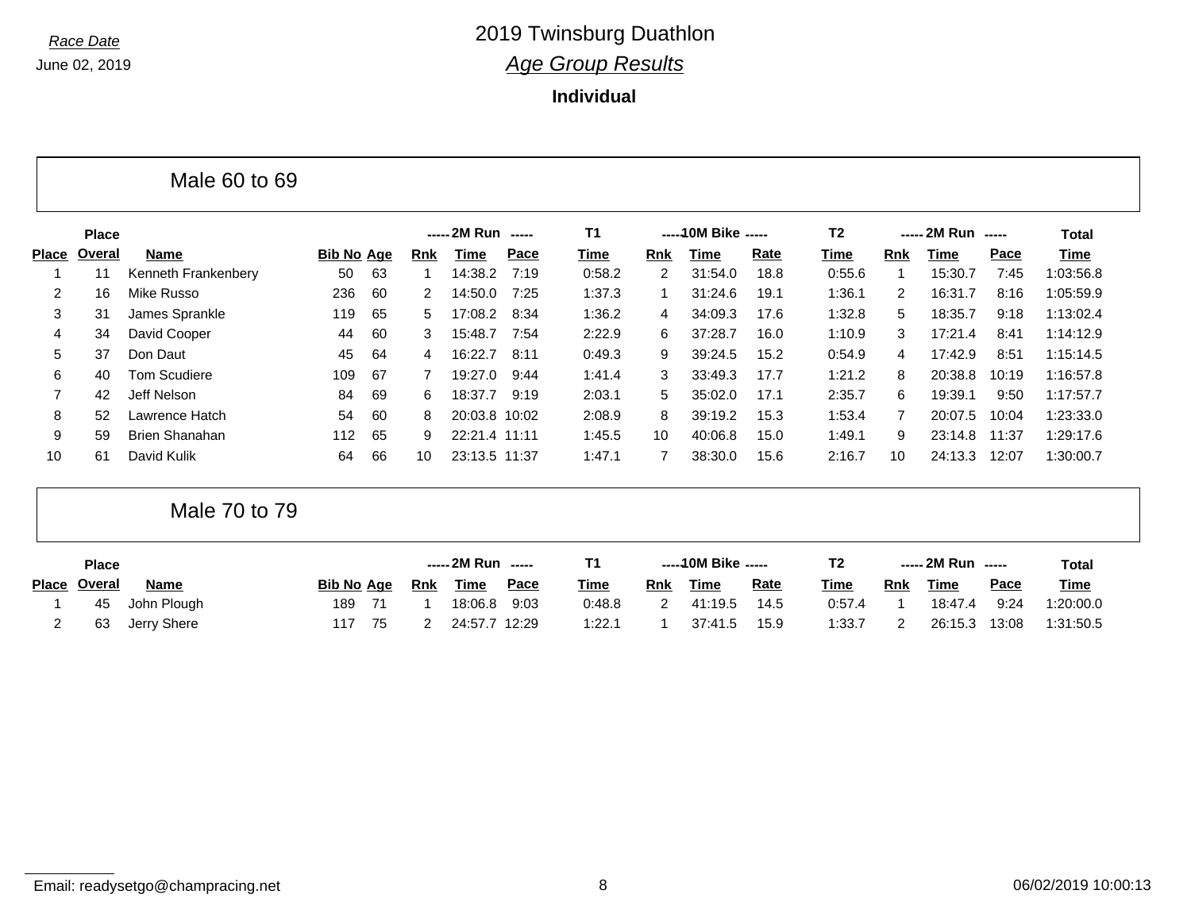Race Date

June 02, 2019

# 2019 Twinsburg Duathlon

## Age Group Results

**Individual**

### Male 60 to 69

| | Place | | | | 2M Run | | | T1 | 10M Bike | | | T2 | 2M Run | | | Total |
|---|---|---|---|---|---|---|---|---|---|---|---|---|---|---|---|---|
| Place | Overal | Name | Bib No | Age | Rnk | Time | Pace | Time | Rnk | Time | Rate | Time | Rnk | Time | Pace | Time |
| 1 | 11 | Kenneth Frankenbery | 50 | 63 | 1 | 14:38.2 | 7:19 | 0:58.2 | 2 | 31:54.0 | 18.8 | 0:55.6 | 1 | 15:30.7 | 7:45 | 1:03:56.8 |
| 2 | 16 | Mike Russo | 236 | 60 | 2 | 14:50.0 | 7:25 | 1:37.3 | 1 | 31:24.6 | 19.1 | 1:36.1 | 2 | 16:31.7 | 8:16 | 1:05:59.9 |
| 3 | 31 | James Sprankle | 119 | 65 | 5 | 17:08.2 | 8:34 | 1:36.2 | 4 | 34:09.3 | 17.6 | 1:32.8 | 5 | 18:35.7 | 9:18 | 1:13:02.4 |
| 4 | 34 | David Cooper | 44 | 60 | 3 | 15:48.7 | 7:54 | 2:22.9 | 6 | 37:28.7 | 16.0 | 1:10.9 | 3 | 17:21.4 | 8:41 | 1:14:12.9 |
| 5 | 37 | Don Daut | 45 | 64 | 4 | 16:22.7 | 8:11 | 0:49.3 | 9 | 39:24.5 | 15.2 | 0:54.9 | 4 | 17:42.9 | 8:51 | 1:15:14.5 |
| 6 | 40 | Tom Scudiere | 109 | 67 | 7 | 19:27.0 | 9:44 | 1:41.4 | 3 | 33:49.3 | 17.7 | 1:21.2 | 8 | 20:38.8 | 10:19 | 1:16:57.8 |
| 7 | 42 | Jeff Nelson | 84 | 69 | 6 | 18:37.7 | 9:19 | 2:03.1 | 5 | 35:02.0 | 17.1 | 2:35.7 | 6 | 19:39.1 | 9:50 | 1:17:57.7 |
| 8 | 52 | Lawrence Hatch | 54 | 60 | 8 | 20:03.8 | 10:02 | 2:08.9 | 8 | 39:19.2 | 15.3 | 1:53.4 | 7 | 20:07.5 | 10:04 | 1:23:33.0 |
| 9 | 59 | Brien Shanahan | 112 | 65 | 9 | 22:21.4 | 11:11 | 1:45.5 | 10 | 40:06.8 | 15.0 | 1:49.1 | 9 | 23:14.8 | 11:37 | 1:29:17.6 |
| 10 | 61 | David Kulik | 64 | 66 | 10 | 23:13.5 | 11:37 | 1:47.1 | 7 | 38:30.0 | 15.6 | 2:16.7 | 10 | 24:13.3 | 12:07 | 1:30:00.7 |

### Male 70 to 79

| | Place | | | | 2M Run | | | T1 | 10M Bike | | | T2 | 2M Run | | | Total |
|---|---|---|---|---|---|---|---|---|---|---|---|---|---|---|---|---|
| Place | Overal | Name | Bib No | Age | Rnk | Time | Pace | Time | Rnk | Time | Rate | Time | Rnk | Time | Pace | Time |
| 1 | 45 | John Plough | 189 | 71 | 1 | 18:06.8 | 9:03 | 0:48.8 | 2 | 41:19.5 | 14.5 | 0:57.4 | 1 | 18:47.4 | 9:24 | 1:20:00.0 |
| 2 | 63 | Jerry Shere | 117 | 75 | 2 | 24:57.7 | 12:29 | 1:22.1 | 1 | 37:41.5 | 15.9 | 1:33.7 | 2 | 26:15.3 | 13:08 | 1:31:50.5 |

Email: readysetgo@champracing.net

06/02/2019 10:00:13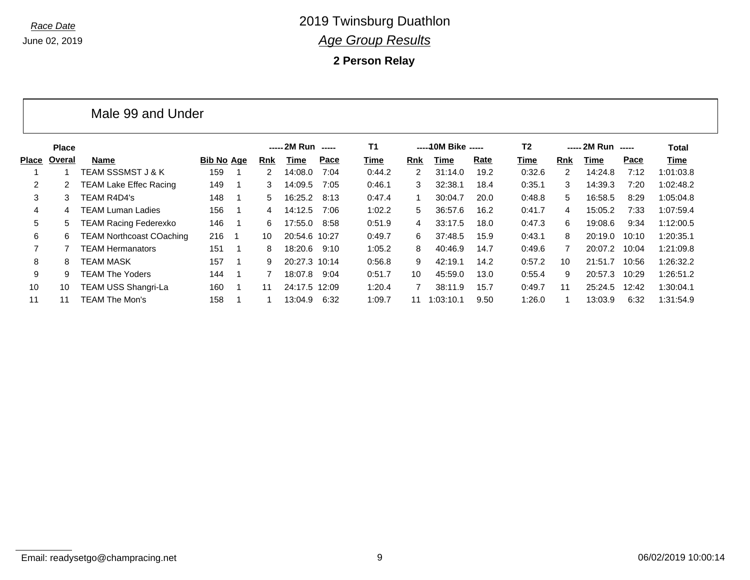*Race Date*

June 02, 2019

# 2019 Twinsburg Duathlon

## *Age Group Results*

### 2 Person Relay

Male 99 and Under

| Place | Place Overal | Name | Bib No | Age | 2M Run Rnk | 2M Run Time | 2M Run Pace | T1 Time | 10M Bike Rnk | 10M Bike Time | 10M Bike Rate | T2 Time | 2M Run Rnk | 2M Run Time | 2M Run Pace | Total Time |
|---|---|---|---|---|---|---|---|---|---|---|---|---|---|---|---|---|
| 1 | 1 | TEAM SSSMST J & K | 159 | 1 | 2 | 14:08.0 | 7:04 | 0:44.2 | 2 | 31:14.0 | 19.2 | 0:32.6 | 2 | 14:24.8 | 7:12 | 1:01:03.8 |
| 2 | 2 | TEAM Lake Effec Racing | 149 | 1 | 3 | 14:09.5 | 7:05 | 0:46.1 | 3 | 32:38.1 | 18.4 | 0:35.1 | 3 | 14:39.3 | 7:20 | 1:02:48.2 |
| 3 | 3 | TEAM R4D4's | 148 | 1 | 5 | 16:25.2 | 8:13 | 0:47.4 | 1 | 30:04.7 | 20.0 | 0:48.8 | 5 | 16:58.5 | 8:29 | 1:05:04.8 |
| 4 | 4 | TEAM Luman Ladies | 156 | 1 | 4 | 14:12.5 | 7:06 | 1:02.2 | 5 | 36:57.6 | 16.2 | 0:41.7 | 4 | 15:05.2 | 7:33 | 1:07:59.4 |
| 5 | 5 | TEAM Racing Federexko | 146 | 1 | 6 | 17:55.0 | 8:58 | 0:51.9 | 4 | 33:17.5 | 18.0 | 0:47.3 | 6 | 19:08.6 | 9:34 | 1:12:00.5 |
| 6 | 6 | TEAM Northcoast COaching | 216 | 1 | 10 | 20:54.6 | 10:27 | 0:49.7 | 6 | 37:48.5 | 15.9 | 0:43.1 | 8 | 20:19.0 | 10:10 | 1:20:35.1 |
| 7 | 7 | TEAM Hermanators | 151 | 1 | 8 | 18:20.6 | 9:10 | 1:05.2 | 8 | 40:46.9 | 14.7 | 0:49.6 | 7 | 20:07.2 | 10:04 | 1:21:09.8 |
| 8 | 8 | TEAM MASK | 157 | 1 | 9 | 20:27.3 | 10:14 | 0:56.8 | 9 | 42:19.1 | 14.2 | 0:57.2 | 10 | 21:51.7 | 10:56 | 1:26:32.2 |
| 9 | 9 | TEAM The Yoders | 144 | 1 | 7 | 18:07.8 | 9:04 | 0:51.7 | 10 | 45:59.0 | 13.0 | 0:55.4 | 9 | 20:57.3 | 10:29 | 1:26:51.2 |
| 10 | 10 | TEAM USS Shangri-La | 160 | 1 | 11 | 24:17.5 | 12:09 | 1:20.4 | 7 | 38:11.9 | 15.7 | 0:49.7 | 11 | 25:24.5 | 12:42 | 1:30:04.1 |
| 11 | 11 | TEAM The Mon's | 158 | 1 | 1 | 13:04.9 | 6:32 | 1:09.7 | 11 | 1:03:10.1 | 9.50 | 1:26.0 | 1 | 13:03.9 | 6:32 | 1:31:54.9 |

Email: readysetgo@champracing.net

06/02/2019 10:00:14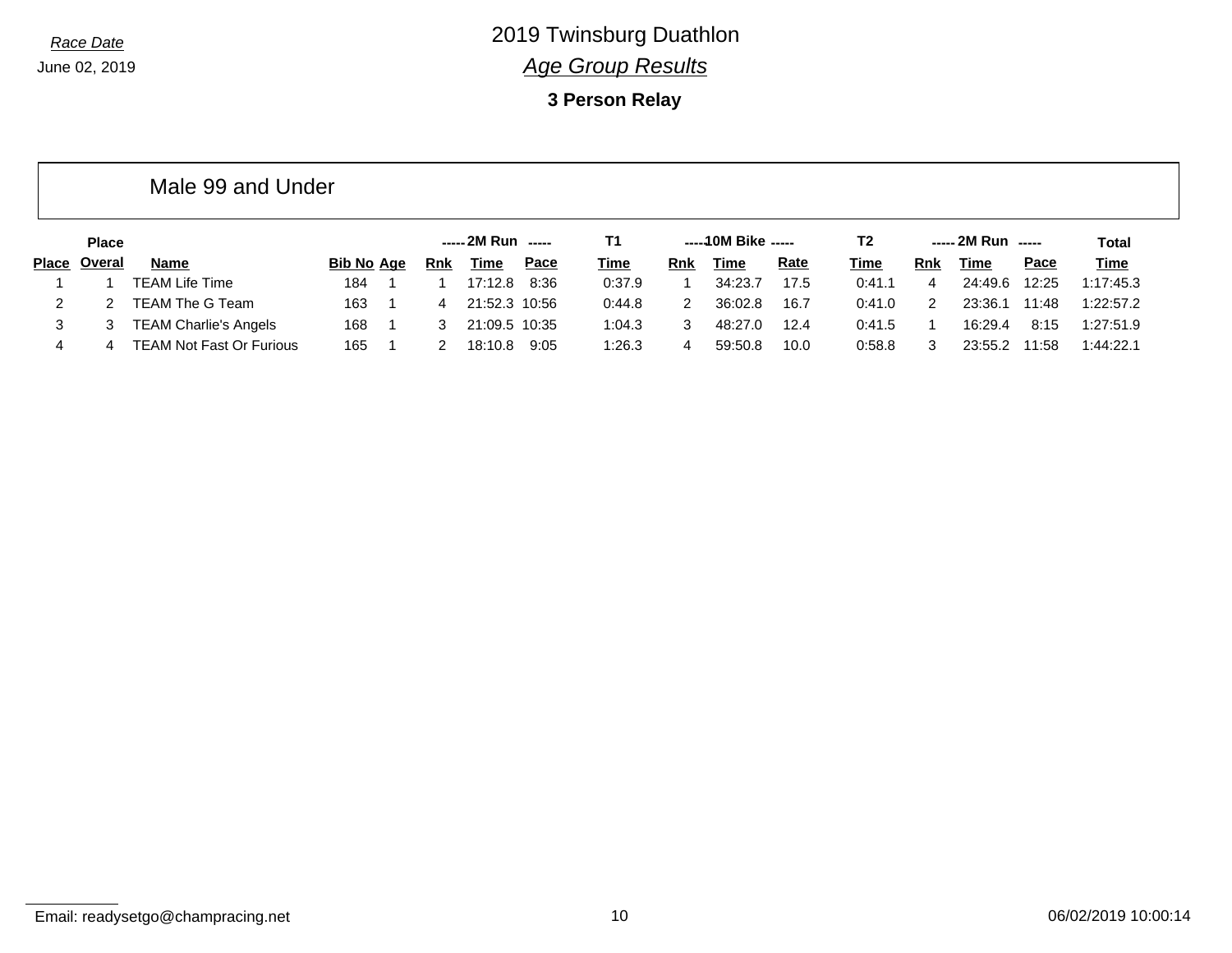*Race Date*

June 02, 2019

# 2019 Twinsburg Duathlon

## *Age Group Results*

### 3 Person Relay

## Male 99 and Under

| | Place | | | | ----- 2M Run | ----- | | T1 | ----- 10M Bike | ----- | | T2 | ----- 2M Run | ----- | | Total |
|---|---|---|---|---|---|---|---|---|---|---|---|---|---|---|---|---|
| Place | Overal | Name | Bib No | Age | Rnk | Time | Pace | Time | Rnk | Time | Rate | Time | Rnk | Time | Pace | Time |
| 1 | 1 | TEAM Life Time | 184 | 1 | 1 | 17:12.8 | 8:36 | 0:37.9 | 1 | 34:23.7 | 17.5 | 0:41.1 | 4 | 24:49.6 | 12:25 | 1:17:45.3 |
| 2 | 2 | TEAM The G Team | 163 | 1 | 4 | 21:52.3 | 10:56 | 0:44.8 | 2 | 36:02.8 | 16.7 | 0:41.0 | 2 | 23:36.1 | 11:48 | 1:22:57.2 |
| 3 | 3 | TEAM Charlie's Angels | 168 | 1 | 3 | 21:09.5 | 10:35 | 1:04.3 | 3 | 48:27.0 | 12.4 | 0:41.5 | 1 | 16:29.4 | 8:15 | 1:27:51.9 |
| 4 | 4 | TEAM Not Fast Or Furious | 165 | 1 | 2 | 18:10.8 | 9:05 | 1:26.3 | 4 | 59:50.8 | 10.0 | 0:58.8 | 3 | 23:55.2 | 11:58 | 1:44:22.1 |

Email: readysetgo@champracing.net

06/02/2019 10:00:14